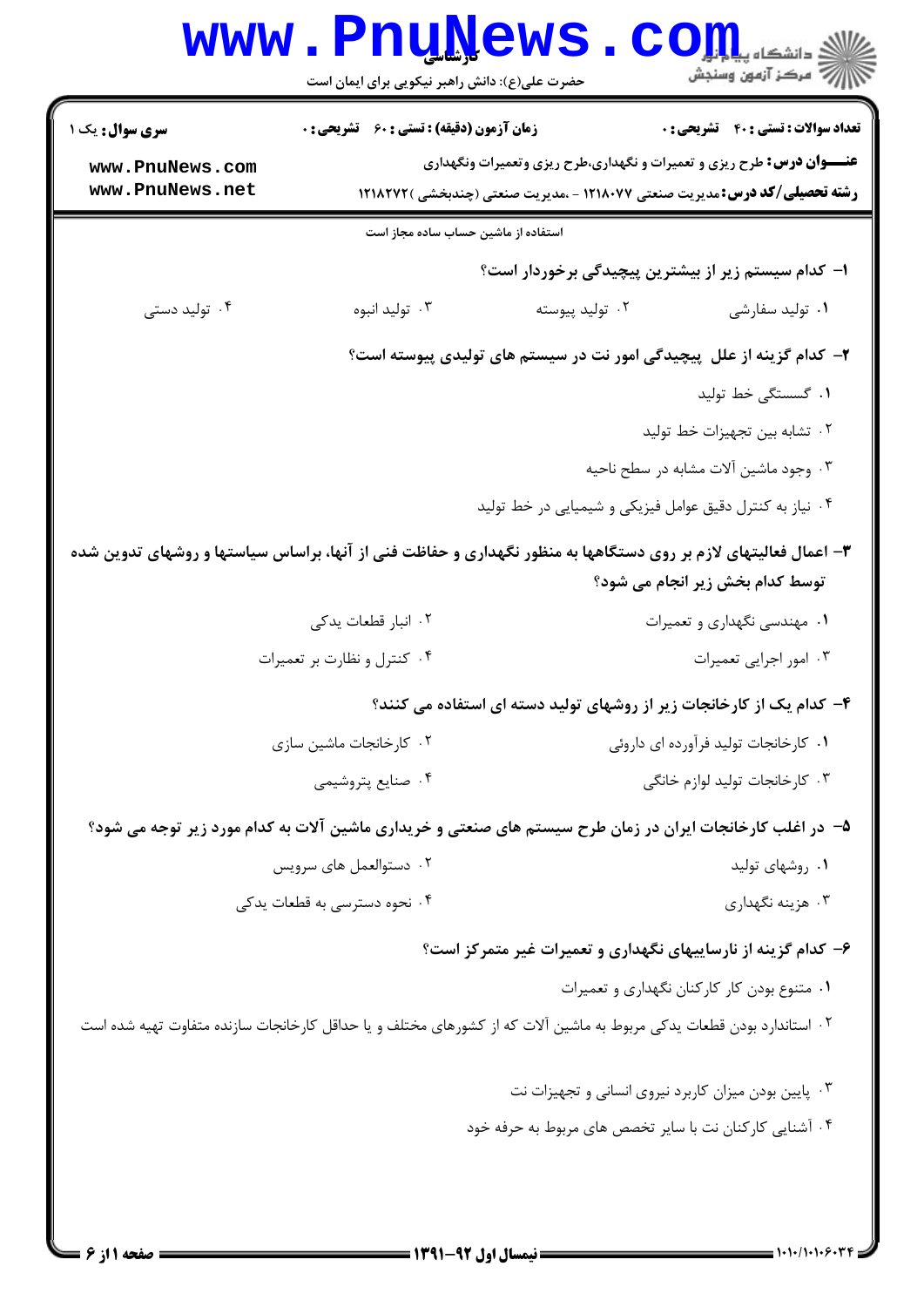**سری سوال:** یک ۱

**زمان آزمون (دقیقه) : تستی : ۶۰ تشریحی : ۰**

**تعداد سوالات : تستی : ۴۰ تشریحی : ۰**

**عنـــوان درس:** طرح ریزی و تعمیرات و نگهداری،طرح ریزی وتعمیرات ونگهداری

**رشته تحصیلی/کد درس:** مدیریت صنعتی ۱۲۱۸۰۷۷ - ،مدیریت صنعتی (چندبخشی ) ۱۲۱۸۲۷۲

استفاده از ماشین حساب ساده مجاز است

۱- کدام سیستم زیر از بیشترین پیچیدگی برخوردار است؟

۱. تولید سفارشی ۲. تولید پیوسته ۳. تولید انبوه ۴. تولید دستی

۲- کدام گزینه از علل پیچیدگی امور نت در سیستم های تولیدی پیوسته است؟

۱. گسستگی خط تولید

۲. تشابه بین تجهیزات خط تولید

۳. وجود ماشین آلات مشابه در سطح ناحیه

۴. نیاز به کنترل دقیق عوامل فیزیکی و شیمیایی در خط تولید

۳- اعمال فعالیتهای لازم بر روی دستگاهها به منظور نگهداری و حفاظت فنی از آنها، براساس سیاستها و روشهای تدوین شده توسط کدام بخش زیر انجام می شود؟

۱. مهندسی نگهداری و تعمیرات ۲. انبار قطعات یدکی

۳. امور اجرایی تعمیرات ۴. کنترل و نظارت بر تعمیرات

۴- کدام یک از کارخانجات زیر از روشهای تولید دسته ای استفاده می کنند؟

۱. کارخانجات تولید فرآورده ای دارویی ۲. کارخانجات ماشین سازی

۳. کارخانجات تولید لوازم خانگی ۴. صنایع پتروشیمی

۵- در اغلب کارخانجات ایران در زمان طرح سیستم های صنعتی و خریداری ماشین آلات به کدام مورد زیر توجه می شود؟

۱. روشهای تولید ۲. دستوالعمل های سرویس

۳. هزینه نگهداری ۴. نحوه دسترسی به قطعات یدکی

۶- کدام گزینه از نارساییهای نگهداری و تعمیرات غیر متمرکز است؟

۱. متنوع بودن کار کارکنان نگهداری و تعمیرات

۲. استاندارد بودن قطعات یدکی مربوط به ماشین آلات که از کشورهای مختلف و یا حداقل کارخانجات سازنده متفاوت تهیه شده است

۳. پایین بودن میزان کاربرد نیروی انسانی و تجهیزات نت

۴. آشنایی کارکنان نت با سایر تخصص های مربوط به حرفه خود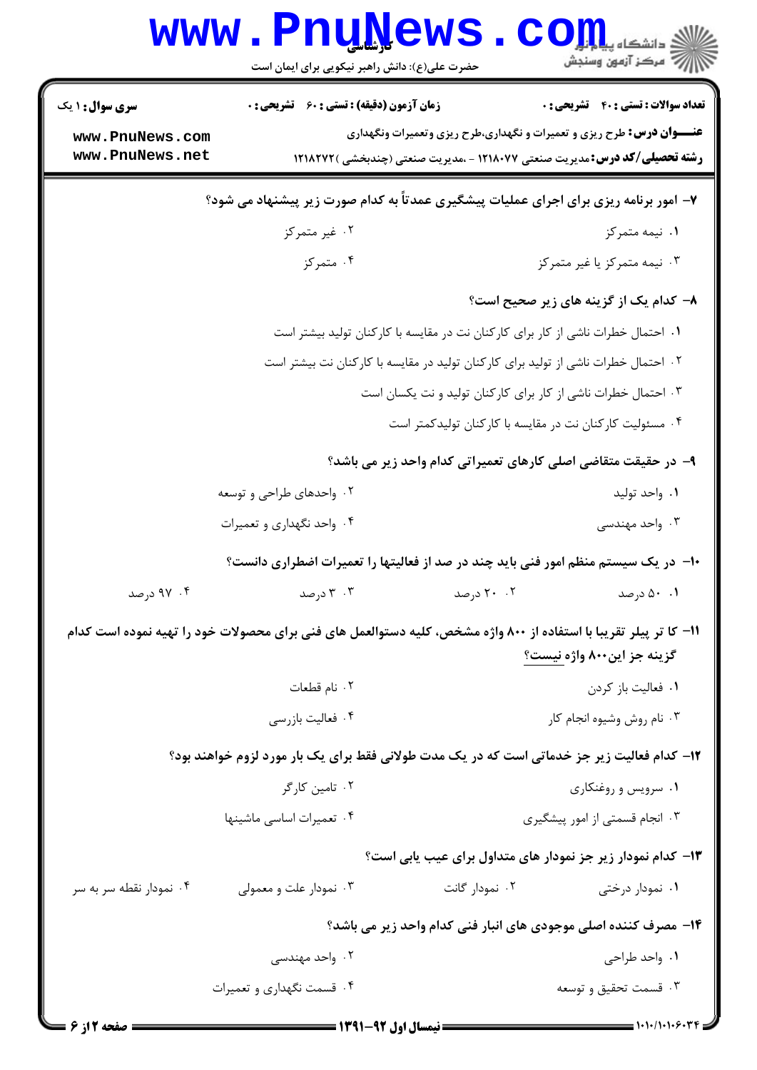**سری سوال:** ۱ یک

**زمان آزمون (دقیقه) : تستی : ۶۰ تشریحی : ۰**

**تعداد سوالات : تستی : ۴۰ تشریحی : ۰**

**عنـــوان درس:** طرح ریزی و تعمیرات و نگهداری،طرح ریزی وتعمیرات ونگهداری

**رشته تحصیلی/کد درس:** مدیریت صنعتی ۱۲۱۸۰۷۷ - ،مدیریت صنعتی (چندبخشی )۱۲۱۸۲۷۲

۷- امور برنامه ریزی برای اجرای عملیات پیشگیری عمدتاً به کدام صورت زیر پیشنهاد می شود؟

۱. نیمه متمرکز
۲. غیر متمرکز
۳. نیمه متمرکز یا غیر متمرکز
۴. متمرکز

۸- کدام یک از گزینه های زیر صحیح است؟

۱. احتمال خطرات ناشی از کار برای کارکنان نت در مقایسه با کارکنان تولید بیشتر است
۲. احتمال خطرات ناشی از تولید برای کارکنان تولید در مقایسه با کارکنان نت بیشتر است
۳. احتمال خطرات ناشی از کار برای کارکنان تولید و نت یکسان است
۴. مسئولیت کارکنان نت در مقایسه با کارکنان تولیدکمتر است

۹- در حقیقت متقاضی اصلی کارهای تعمیراتی کدام واحد زیر می باشد؟

۱. واحد تولید
۲. واحدهای طراحی و توسعه
۳. واحد مهندسی
۴. واحد نگهداری و تعمیرات

۱۰- در یک سیستم منظم امور فنی باید چند در صد از فعالیتها را تعمیرات اضطراری دانست؟

۱. ۵۰ درصد
۲. ۲۰ درصد
۳. ۳ درصد
۴. ۹۷ درصد

۱۱- کا تر پیلر تقریبا با استفاده از ۸۰۰ واژه مشخص، کلیه دستوالعمل های فنی برای محصولات خود را تهیه نموده است کدام گزینه جز این۸۰۰ واژه نیست؟

۱. فعالیت باز کردن
۲. نام قطعات
۳. نام روش وشیوه انجام کار
۴. فعالیت بازرسی

۱۲- کدام فعالیت زیر جز خدماتی است که در یک مدت طولانی فقط برای یک بار مورد لزوم خواهند بود؟

۱. سرویس و روغنکاری
۲. تامین کارگر
۳. انجام قسمتی از امور پیشگیری
۴. تعمیرات اساسی ماشینها

۱۳- کدام نمودار زیر جز نمودار های متداول برای عیب یابی است؟

۱. نمودار درختی
۲. نمودار گانت
۳. نمودار علت و معمولی
۴. نمودار نقطه سر به سر

۱۴- مصرف کننده اصلی موجودی های انبار فنی کدام واحد زیر می باشد؟

۱. واحد طراحی
۲. واحد مهندسی
۳. قسمت تحقیق و توسعه
۴. قسمت نگهداری و تعمیرات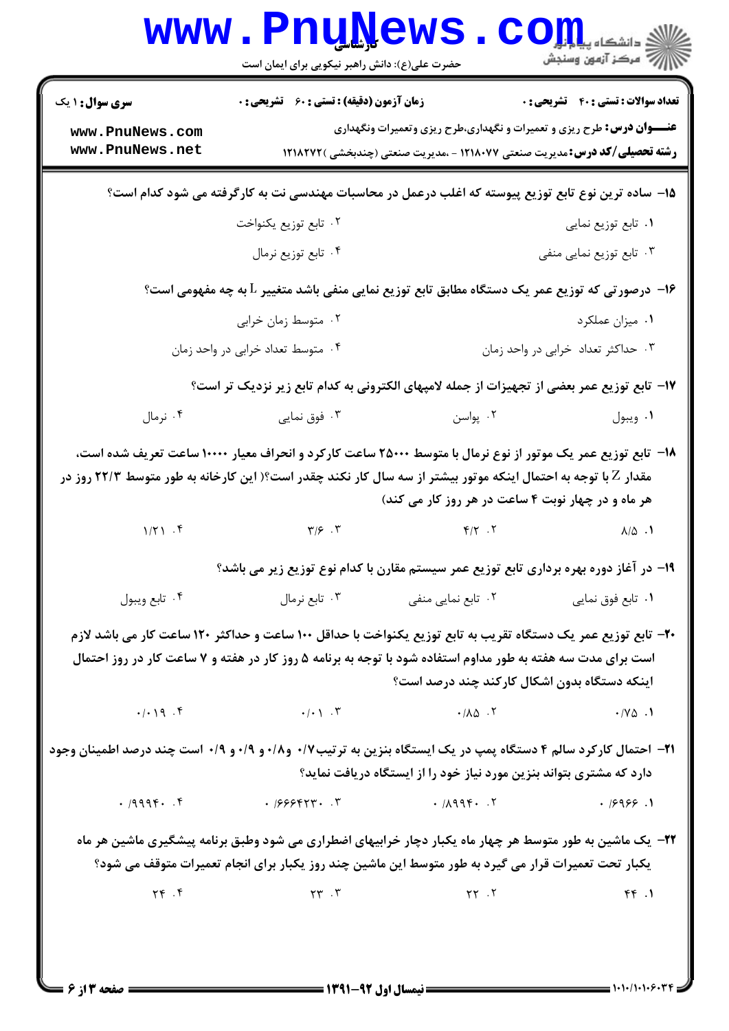**سری سوال:** ۱ یک

**زمان آزمون (دقیقه) : تستی : ۶۰ تشریحی : ۰**

**تعداد سوالات : تستی : ۴۰ تشریحی : ۰**

**عنـــوان درس:** طرح ریزی و تعمیرات و نگهداری،طرح ریزی وتعمیرات ونگهداری

**رشته تحصیلی/کد درس:** مدیریت صنعتی ۱۲۱۸۰۷۷ - ،مدیریت صنعتی (چندبخشی )۱۲۱۸۲۷۲

۱۵- ساده ترین نوع تابع توزیع پیوسته که اغلب درعمل در محاسبات مهندسی نت به کارگرفته می شود کدام است؟

۱. تابع توزیع نمایی

۲. تابع توزیع یکنواخت

۳. تابع توزیع نمایی منفی

۴. تابع توزیع نرمال

۱۶- درصورتی که توزیع عمر یک دستگاه مطابق تابع توزیع نمایی منفی باشد متغییر L به چه مفهومی است؟

۱. میزان عملکرد

۲. متوسط زمان خرابی

۳. حداکثر تعداد خرابی در واحد زمان

۴. متوسط تعداد خرابی در واحد زمان

۱۷- تابع توزیع عمر بعضی از تجهیزات از جمله لامپهای الکترونی به کدام تابع زیر نزدیک تر است؟

۱. ویبول

۲. پواسن

۳. فوق نمایی

۴. نرمال

۱۸- تابع توزیع عمر یک موتور از نوع نرمال با متوسط ۲۵۰۰۰ ساعت کارکرد و انحراف معیار ۱۰۰۰۰ ساعت تعریف شده است، مقدار Z با توجه به احتمال اینکه موتور بیشتر از سه سال کار نکند چقدر است؟( این کارخانه به طور متوسط ۲۲/۳ روز در هر ماه و در چهار نوبت ۴ ساعت در هر روز کار می کند)

۱. ۸/۵

۲. ۴/۲

۳. ۳/۶

۴. ۱/۲۱

۱۹- در آغاز دوره بهره برداری تابع توزیع عمر سیستم مقارن با کدام نوع توزیع زیر می باشد؟

۱. تابع فوق نمایی

۲. تابع نمایی منفی

۳. تابع نرمال

۴. تابع ویبول

۲۰- تابع توزیع عمر یک دستگاه تقریب به تابع توزیع یکنواخت با حداقل ۱۰۰ ساعت و حداکثر ۱۲۰ ساعت کار می باشد لازم است برای مدت سه هفته به طور مداوم استفاده شود با توجه به برنامه ۵ روز کار در هفته و ۷ ساعت کار در روز احتمال اینکه دستگاه بدون اشکال کارکند چند درصد است؟

۱. ۰/۷۵

۲. ۰/۸۵

۳. ۰/۰۱

۴. ۰/۰۱۹

۲۱- احتمال کارکرد سالم ۴ دستگاه پمپ در یک ایستگاه بنزین به ترتیب۰/۷ و۰/۸ و ۰/۹ و ۰/۹ است چند درصد اطمینان وجود دارد که مشتری بتواند بنزین مورد نیاز خود را از ایستگاه دریافت نماید؟

۱. ۰/۶۹۶۶

۲. ۰/۸۹۹۴۰

۳. ۰/۶۶۶۴۲۳۰

۴. ۰/۹۹۹۴۰

۲۲- یک ماشین به طور متوسط هر چهار ماه یکبار دچار خرابیهای اضطراری می شود وطبق برنامه پیشگیری ماشین هر ماه یکبار تحت تعمیرات قرار می گیرد به طور متوسط این ماشین چند روز یکبار برای انجام تعمیرات متوقف می شود؟

۱. ۴۴

۲. ۲۲

۳. ۲۳

۴. ۲۴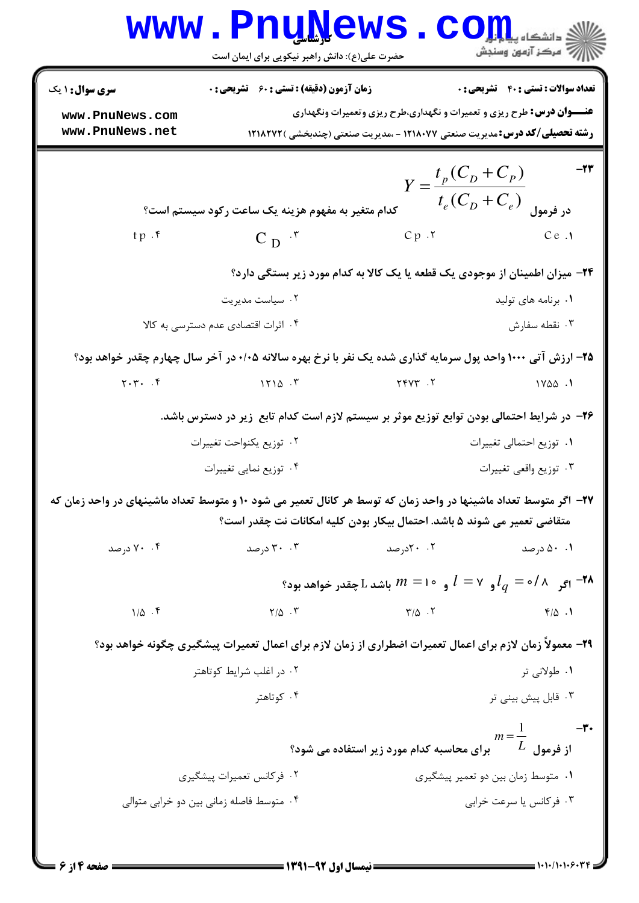**۲۳-** در فرمول $Y = \dfrac{t_p(C_D + C_P)}{t_e(C_D + C_e)}$ کدام متغیر به مفهوم هزینه یک ساعت رکود سیستم است؟

۱. Ce
۲. Cp
۳. $C_D$
۴. tp

**۲۴-** میزان اطمینان از موجودی یک قطعه یا یک کالا به کدام مورد زیر بستگی دارد؟

۱. برنامه های تولید
۲. سیاست مدیریت
۳. نقطه سفارش
۴. اثرات اقتصادی عدم دسترسی به کالا

**۲۵-** ارزش آتی ۱۰۰۰ واحد پول سرمایه گذاری شده یک نفر با نرخ بهره سالانه ۰/۰۵ در آخر سال چهارم چقدر خواهد بود؟

۱. ۱۷۵۵
۲. ۲۴۷۳
۳. ۱۲۱۵
۴. ۲۰۳۰

**۲۶-** در شرایط احتمالی بودن توابع توزیع موثر بر سیستم لازم است کدام تابع زیر در دسترس باشد.

۱. توزیع احتمالی تغییرات
۲. توزیع یکنواحت تغییرات
۳. توزیع واقعی تغییرات
۴. توزیع نمایی تغییرات

**۲۷-** اگر متوسط تعداد ماشینها در واحد زمان که توسط هر کانال تعمیر می شود ۱۰ و متوسط تعداد ماشینهای در واحد زمان که متقاضی تعمیر می شوند ۵ باشد. احتمال بیکار بودن کلیه امکانات نت چقدر است؟

۱. ۵۰ درصد
۲. ۲۰درصد
۳. ۳۰ درصد
۴. ۷۰ درصد

**۲۸-** اگر $l_q = 0/8$ و $l = 7$ و $m = 10$ باشد L چقدر خواهد بود؟

۱. ۴/۵
۲. ۳/۵
۳. ۲/۵
۴. ۱/۵

**۲۹-** معمولاً زمان لازم برای اعمال تعمیرات اضطراری از زمان لازم برای اعمال تعمیرات پیشگیری چگونه خواهد بود؟

۱. طولانی تر
۲. در اغلب شرایط کوتاهتر
۳. قابل پیش بینی تر
۴. کوتاهتر

**۳۰-** از فرمول $m = \dfrac{1}{L}$ برای محاسبه کدام مورد زیر استفاده می شود؟

۱. متوسط زمان بین دو تعمیر پیشگیری
۲. فرکانس تعمیرات پیشگیری
۳. فرکانس یا سرعت خرابی
۴. متوسط فاصله زمانی بین دو خرابی متوالی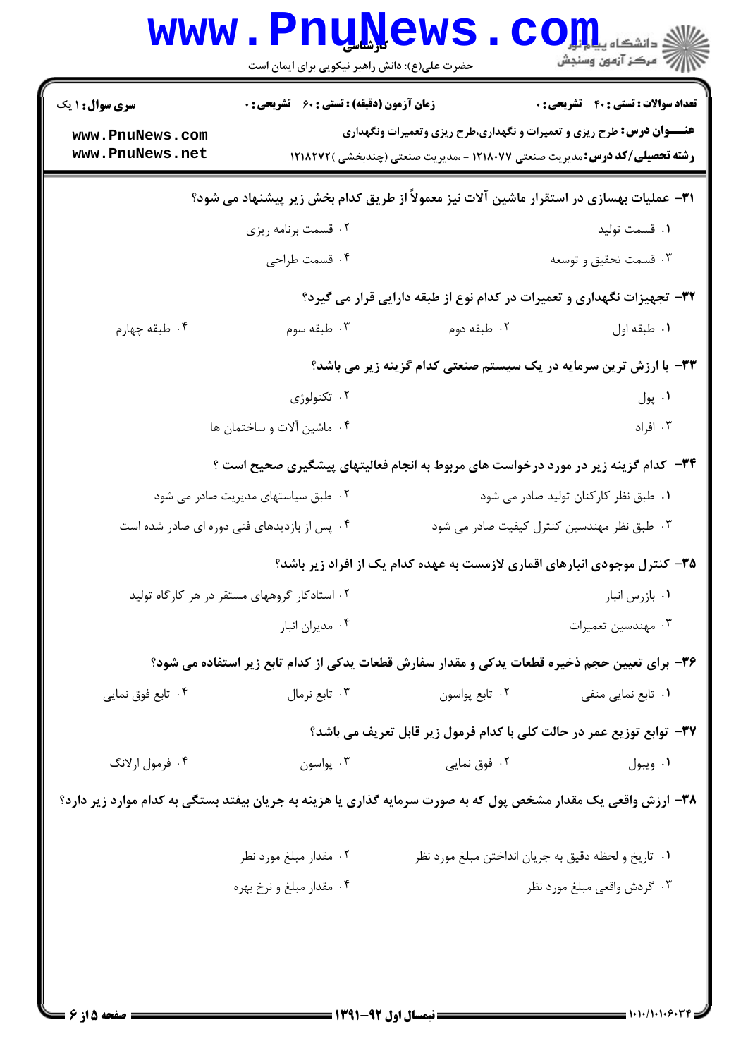**سری سوال:** ۱ یک | **زمان آزمون (دقیقه) : تستی : ۶۰ تشریحی : ۰** | **تعداد سوالات : تستی : ۴۰ تشریحی : ۰**

**عنـــوان درس:** طرح ریزی و تعمیرات و نگهداری،طرح ریزی و تعمیرات ونگهداری

**رشته تحصیلی/کد درس:** مدیریت صنعتی ۱۲۱۸۰۷۷ - ،مدیریت صنعتی (چندبخشی )۱۲۱۸۲۷۲

۳۱- عملیات بهسازی در استقرار ماشین آلات نیز معمولاً از طریق کدام بخش زیر پیشنهاد می شود؟

۱. قسمت تولید

۲. قسمت برنامه ریزی

۳. قسمت تحقیق و توسعه

۴. قسمت طراحی

۳۲- تجهیزات نگهداری و تعمیرات در کدام نوع از طبقه دارایی قرار می گیرد؟

۱. طبقه اول

۲. طبقه دوم

۳. طبقه سوم

۴. طبقه چهارم

۳۳- با ارزش ترین سرمایه در یک سیستم صنعتی کدام گزینه زیر می باشد؟

۱. پول

۲. تکنولوژی

۳. افراد

۴. ماشین آلات و ساختمان ها

۳۴- کدام گزینه زیر در مورد درخواست های مربوط به انجام فعالیتهای پیشگیری صحیح است ؟

۱. طبق نظر کارکنان تولید صادر می شود

۲. طبق سیاستهای مدیریت صادر می شود

۳. طبق نظر مهندسین کنترل کیفیت صادر می شود

۴. پس از بازدیدهای فنی دوره ای صادر شده است

۳۵- کنترل موجودی انبارهای اقماری لازمست به عهده کدام یک از افراد زیر باشد؟

۱. بازرس انبار

۲. استادکار گروههای مستقر در هر کارگاه تولید

۳. مهندسین تعمیرات

۴. مدیران انبار

۳۶- برای تعیین حجم ذخیره قطعات یدکی و مقدار سفارش قطعات یدکی از کدام تابع زیر استفاده می شود؟

۱. تابع نمایی منفی

۲. تابع پواسون

۳. تابع نرمال

۴. تابع فوق نمایی

۳۷- توابع توزیع عمر در حالت کلی با کدام فرمول زیر قابل تعریف می باشد؟

۱. ویبول

۲. فوق نمایی

۳. پواسون

۴. فرمول ارلانگ

۳۸- ارزش واقعی یک مقدار مشخص پول که به صورت سرمایه گذاری یا هزینه به جریان بیفتد بستگی به کدام موارد زیر دارد؟

۱. تاریخ و لحظه دقیق به جریان انداختن مبلغ مورد نظر

۲. مقدار مبلغ مورد نظر

۳. گردش واقعی مبلغ مورد نظر

۴. مقدار مبلغ و نرخ بهره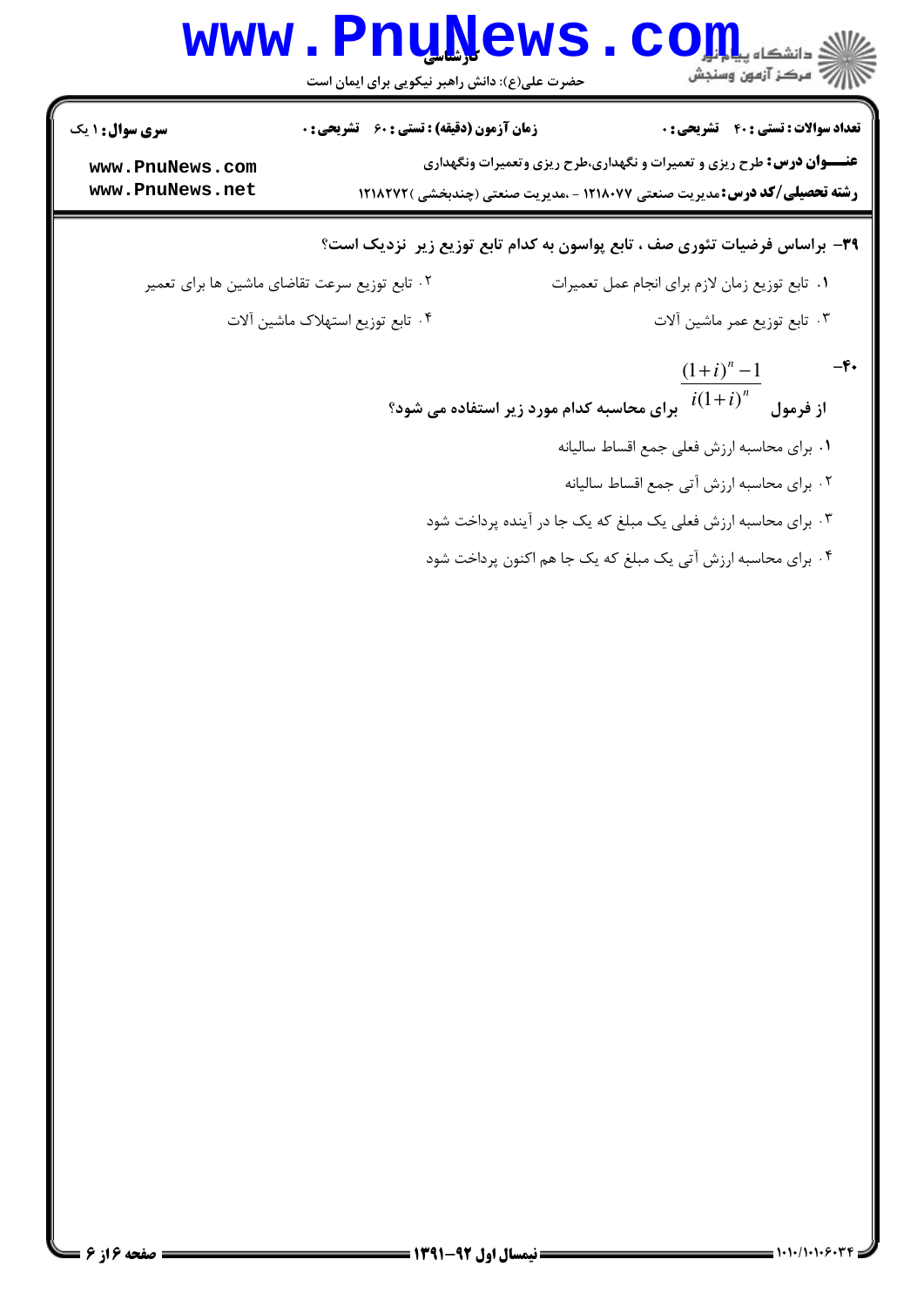**۳۹- براساس فرضیات تئوری صف ، تابع پواسون به کدام تابع توزیع زیر نزدیک است؟**

۱. تابع توزیع زمان لازم برای انجام عمل تعمیرات

۲. تابع توزیع سرعت تقاضای ماشین ها برای تعمیر

۳. تابع توزیع عمر ماشین آلات

۴. تابع توزیع استهلاک ماشین آلات

**۴۰- از فرمول** $\frac{(1+i)^n - 1}{i(1+i)^n}$ **برای محاسبه کدام مورد زیر استفاده می شود؟**

۱. برای محاسبه ارزش فعلی جمع اقساط سالیانه

۲. برای محاسبه ارزش آتی جمع اقساط سالیانه

۳. برای محاسبه ارزش فعلی یک مبلغ که یک جا در آینده پرداخت شود

۴. برای محاسبه ارزش آتی یک مبلغ که یک جا هم اکنون پرداخت شود